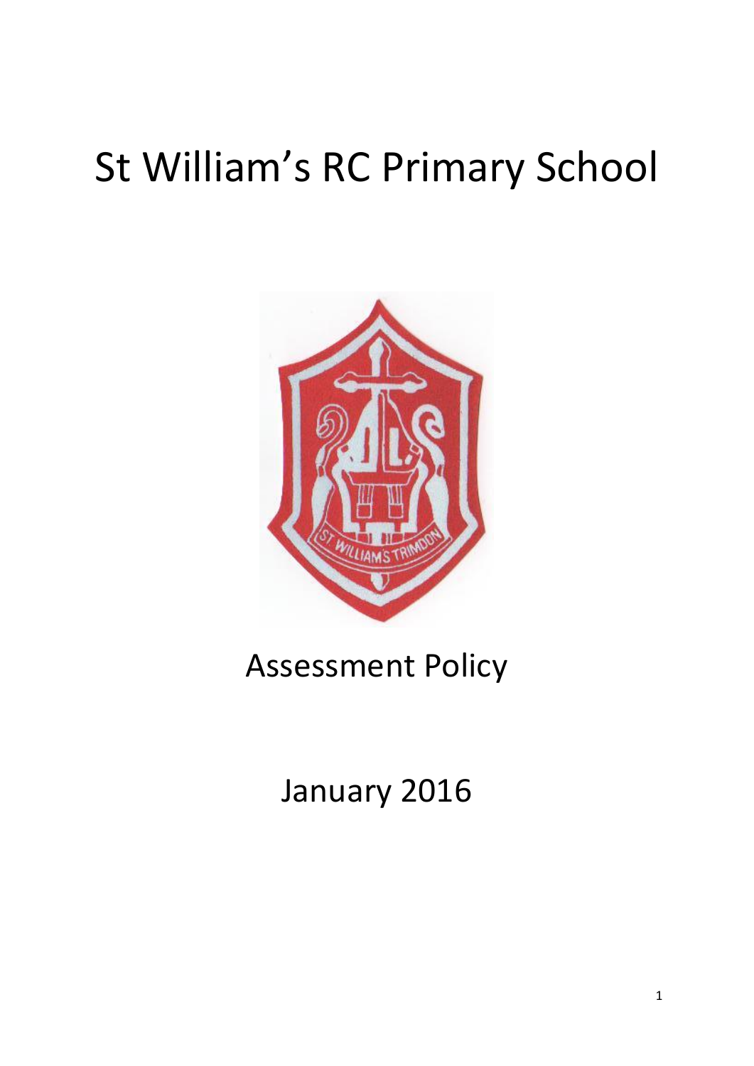# St William's RC Primary School

## Assessment Policy

January 2016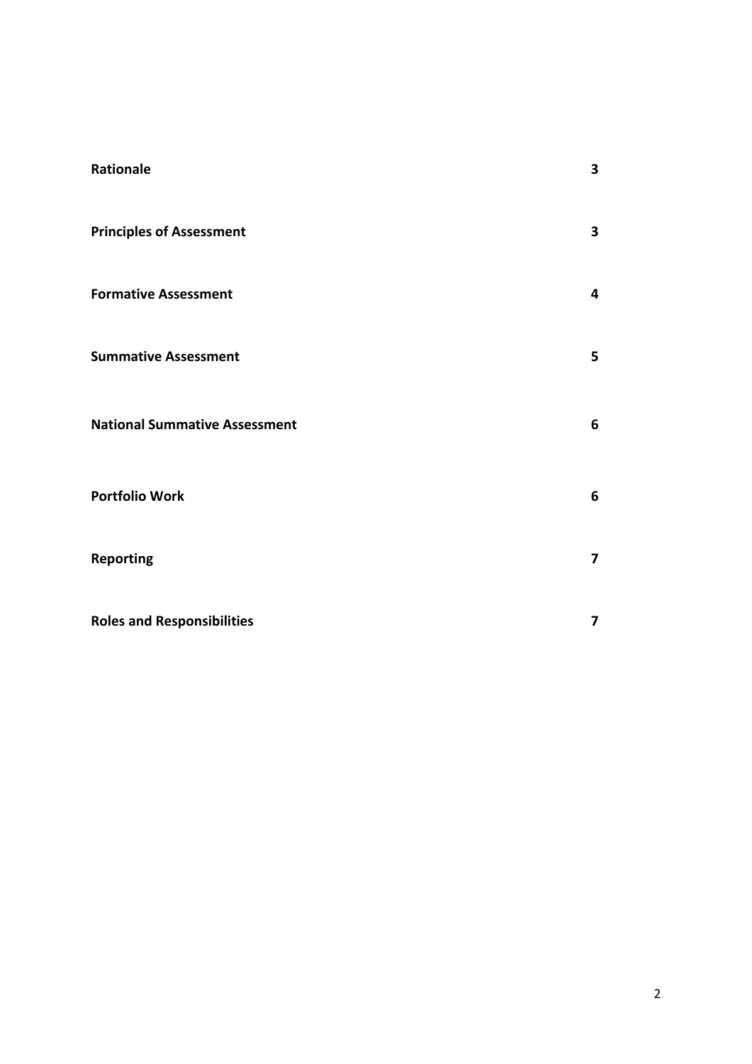| | |
|---|---|
| **Rationale** | **3** |
| **Principles of Assessment** | **3** |
| **Formative Assessment** | **4** |
| **Summative Assessment** | **5** |
| **National Summative Assessment** | **6** |
| **Portfolio Work** | **6** |
| **Reporting** | **7** |
| **Roles and Responsibilities** | **7** |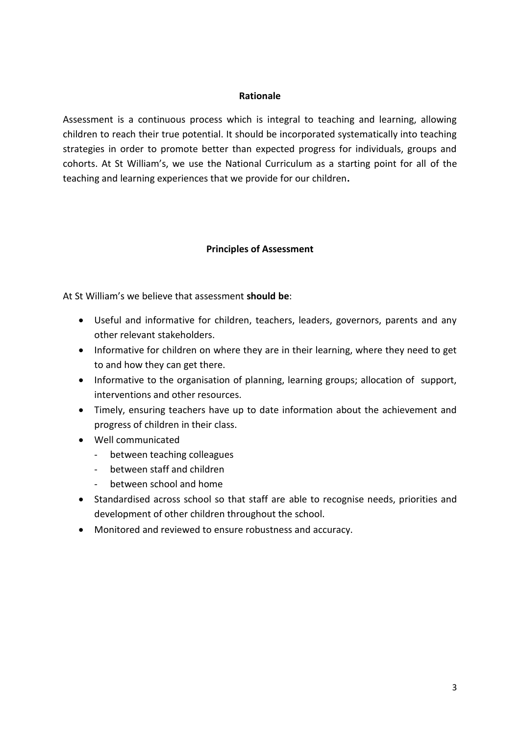## Rationale

Assessment is a continuous process which is integral to teaching and learning, allowing children to reach their true potential. It should be incorporated systematically into teaching strategies in order to promote better than expected progress for individuals, groups and cohorts. At St William's, we use the National Curriculum as a starting point for all of the teaching and learning experiences that we provide for our children**.**

## Principles of Assessment

At St William's we believe that assessment **should be**:

- Useful and informative for children, teachers, leaders, governors, parents and any other relevant stakeholders.
- Informative for children on where they are in their learning, where they need to get to and how they can get there.
- Informative to the organisation of planning, learning groups; allocation of support, interventions and other resources.
- Timely, ensuring teachers have up to date information about the achievement and progress of children in their class.
- Well communicated
  - between teaching colleagues
  - between staff and children
  - between school and home
- Standardised across school so that staff are able to recognise needs, priorities and development of other children throughout the school.
- Monitored and reviewed to ensure robustness and accuracy.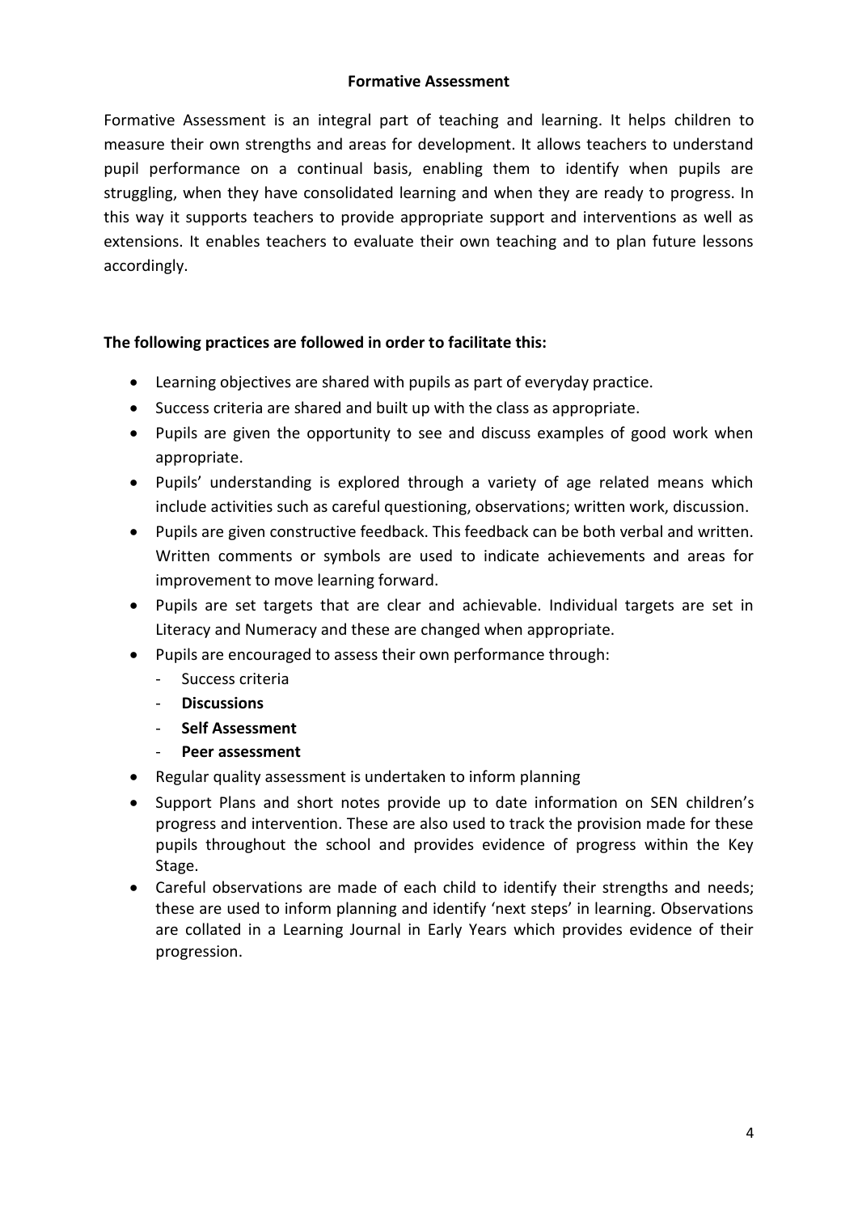## Formative Assessment

Formative Assessment is an integral part of teaching and learning. It helps children to measure their own strengths and areas for development. It allows teachers to understand pupil performance on a continual basis, enabling them to identify when pupils are struggling, when they have consolidated learning and when they are ready to progress. In this way it supports teachers to provide appropriate support and interventions as well as extensions. It enables teachers to evaluate their own teaching and to plan future lessons accordingly.

**The following practices are followed in order to facilitate this:**

- Learning objectives are shared with pupils as part of everyday practice.
- Success criteria are shared and built up with the class as appropriate.
- Pupils are given the opportunity to see and discuss examples of good work when appropriate.
- Pupils' understanding is explored through a variety of age related means which include activities such as careful questioning, observations; written work, discussion.
- Pupils are given constructive feedback. This feedback can be both verbal and written. Written comments or symbols are used to indicate achievements and areas for improvement to move learning forward.
- Pupils are set targets that are clear and achievable. Individual targets are set in Literacy and Numeracy and these are changed when appropriate.
- Pupils are encouraged to assess their own performance through:
  - Success criteria
  - **Discussions**
  - **Self Assessment**
  - **Peer assessment**
- Regular quality assessment is undertaken to inform planning
- Support Plans and short notes provide up to date information on SEN children's progress and intervention. These are also used to track the provision made for these pupils throughout the school and provides evidence of progress within the Key Stage.
- Careful observations are made of each child to identify their strengths and needs; these are used to inform planning and identify 'next steps' in learning. Observations are collated in a Learning Journal in Early Years which provides evidence of their progression.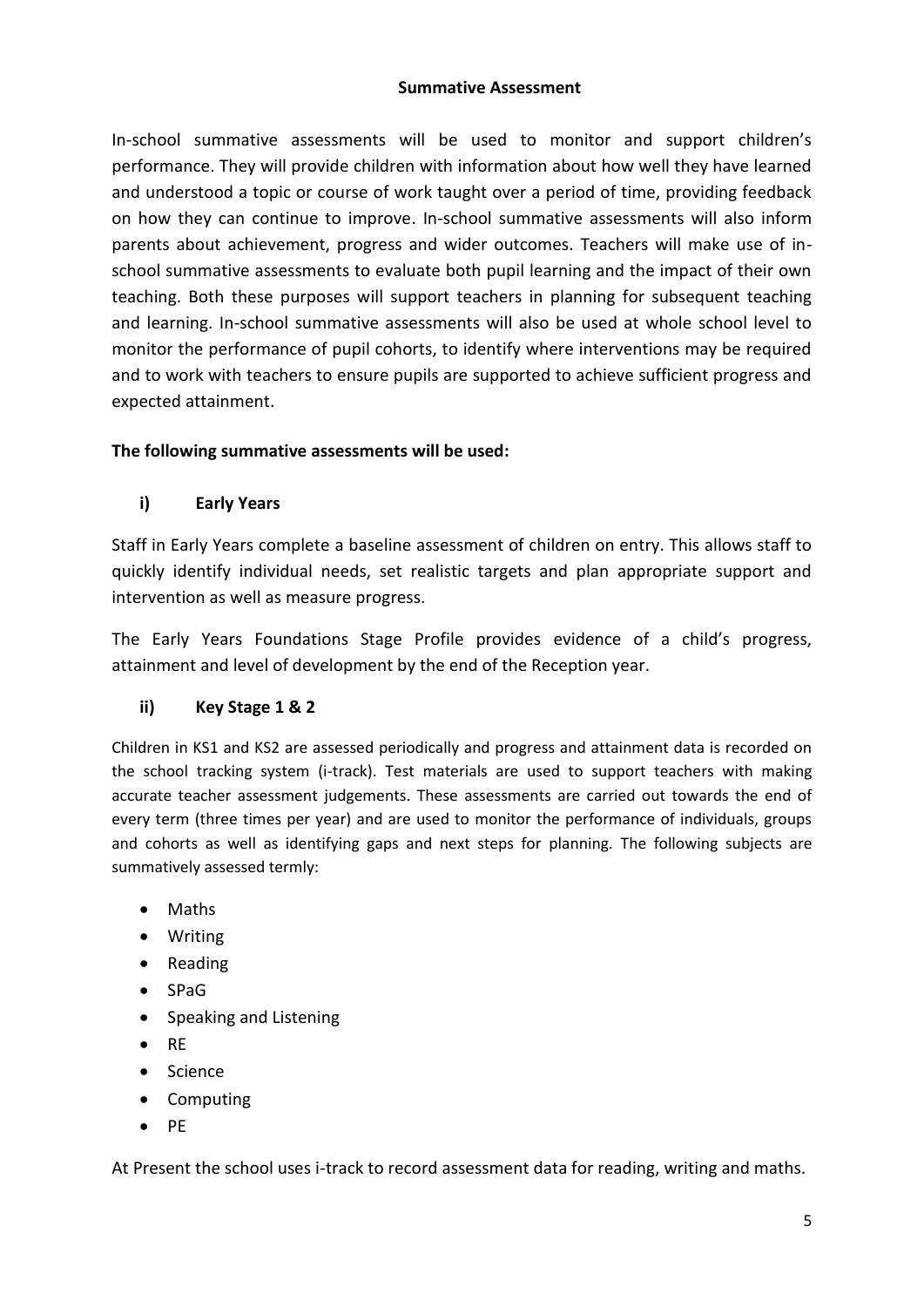## Summative Assessment

In-school summative assessments will be used to monitor and support children's performance. They will provide children with information about how well they have learned and understood a topic or course of work taught over a period of time, providing feedback on how they can continue to improve. In-school summative assessments will also inform parents about achievement, progress and wider outcomes. Teachers will make use of in-school summative assessments to evaluate both pupil learning and the impact of their own teaching. Both these purposes will support teachers in planning for subsequent teaching and learning. In-school summative assessments will also be used at whole school level to monitor the performance of pupil cohorts, to identify where interventions may be required and to work with teachers to ensure pupils are supported to achieve sufficient progress and expected attainment.

**The following summative assessments will be used:**

### i) Early Years

Staff in Early Years complete a baseline assessment of children on entry. This allows staff to quickly identify individual needs, set realistic targets and plan appropriate support and intervention as well as measure progress.

The Early Years Foundations Stage Profile provides evidence of a child's progress, attainment and level of development by the end of the Reception year.

### ii) Key Stage 1 & 2

Children in KS1 and KS2 are assessed periodically and progress and attainment data is recorded on the school tracking system (i-track). Test materials are used to support teachers with making accurate teacher assessment judgements. These assessments are carried out towards the end of every term (three times per year) and are used to monitor the performance of individuals, groups and cohorts as well as identifying gaps and next steps for planning. The following subjects are summatively assessed termly:

- Maths
- Writing
- Reading
- SPaG
- Speaking and Listening
- RE
- Science
- Computing
- PE

At Present the school uses i-track to record assessment data for reading, writing and maths.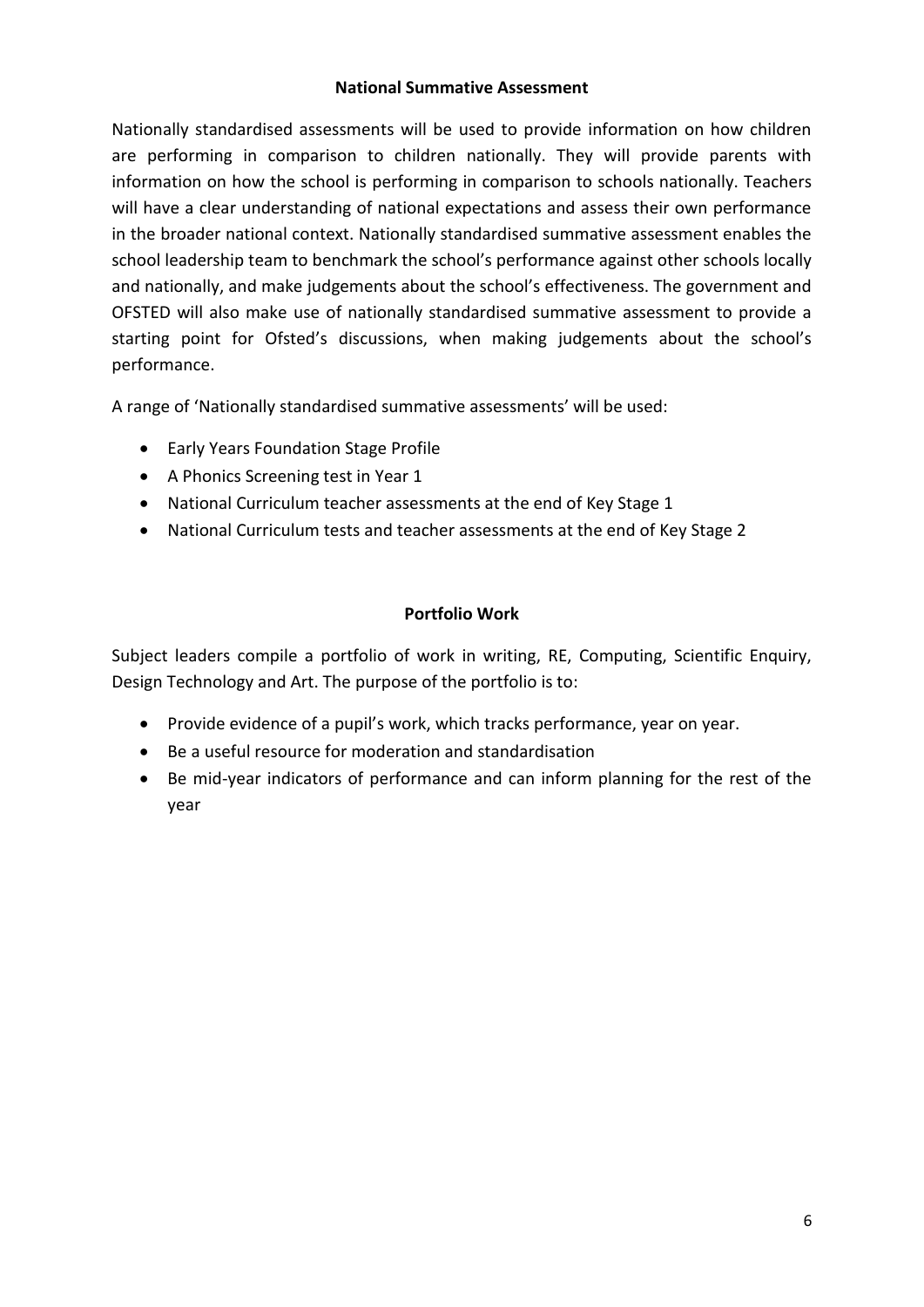## National Summative Assessment

Nationally standardised assessments will be used to provide information on how children are performing in comparison to children nationally. They will provide parents with information on how the school is performing in comparison to schools nationally. Teachers will have a clear understanding of national expectations and assess their own performance in the broader national context. Nationally standardised summative assessment enables the school leadership team to benchmark the school's performance against other schools locally and nationally, and make judgements about the school's effectiveness. The government and OFSTED will also make use of nationally standardised summative assessment to provide a starting point for Ofsted's discussions, when making judgements about the school's performance.

A range of 'Nationally standardised summative assessments' will be used:

- Early Years Foundation Stage Profile
- A Phonics Screening test in Year 1
- National Curriculum teacher assessments at the end of Key Stage 1
- National Curriculum tests and teacher assessments at the end of Key Stage 2

## Portfolio Work

Subject leaders compile a portfolio of work in writing, RE, Computing, Scientific Enquiry, Design Technology and Art. The purpose of the portfolio is to:

- Provide evidence of a pupil's work, which tracks performance, year on year.
- Be a useful resource for moderation and standardisation
- Be mid-year indicators of performance and can inform planning for the rest of the year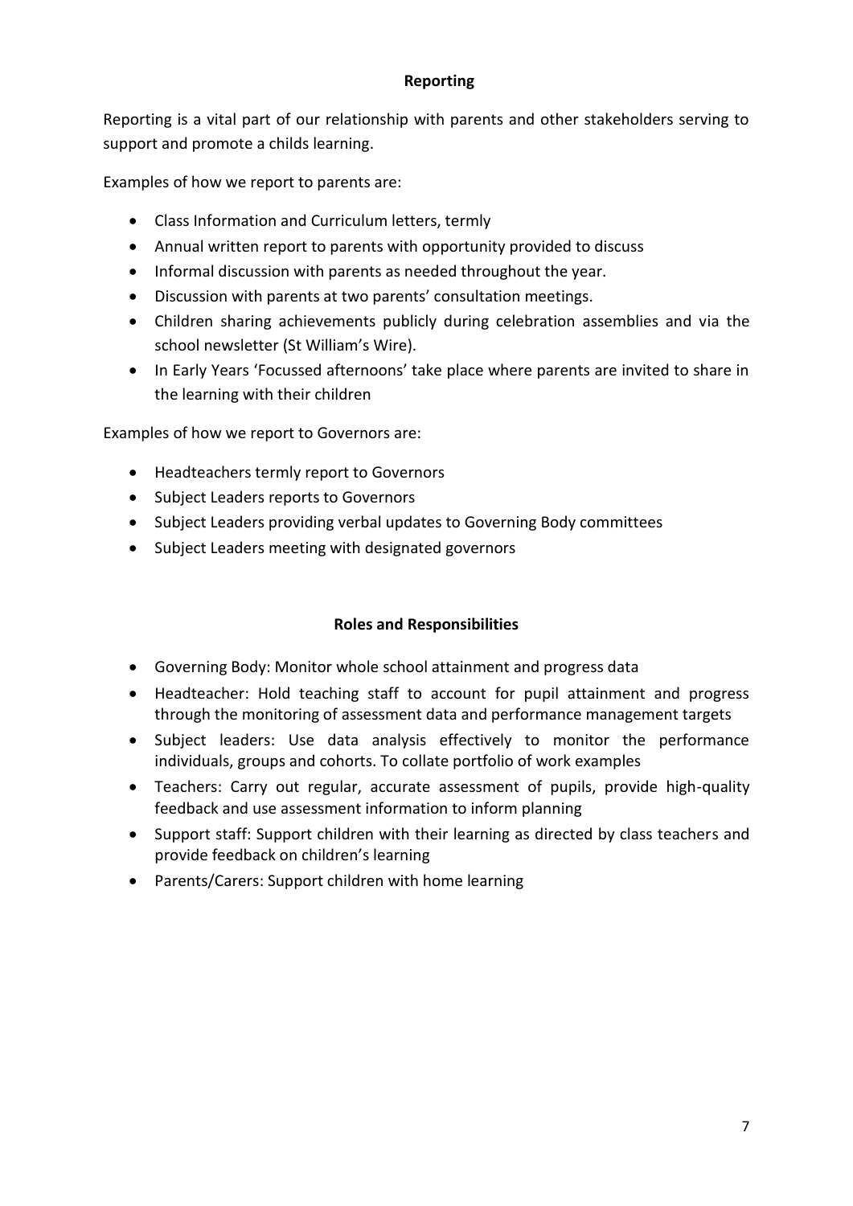## Reporting

Reporting is a vital part of our relationship with parents and other stakeholders serving to support and promote a childs learning.

Examples of how we report to parents are:

- Class Information and Curriculum letters, termly
- Annual written report to parents with opportunity provided to discuss
- Informal discussion with parents as needed throughout the year.
- Discussion with parents at two parents' consultation meetings.
- Children sharing achievements publicly during celebration assemblies and via the school newsletter (St William's Wire).
- In Early Years 'Focussed afternoons' take place where parents are invited to share in the learning with their children

Examples of how we report to Governors are:

- Headteachers termly report to Governors
- Subject Leaders reports to Governors
- Subject Leaders providing verbal updates to Governing Body committees
- Subject Leaders meeting with designated governors

## Roles and Responsibilities

- Governing Body: Monitor whole school attainment and progress data
- Headteacher: Hold teaching staff to account for pupil attainment and progress through the monitoring of assessment data and performance management targets
- Subject leaders: Use data analysis effectively to monitor the performance individuals, groups and cohorts. To collate portfolio of work examples
- Teachers: Carry out regular, accurate assessment of pupils, provide high-quality feedback and use assessment information to inform planning
- Support staff: Support children with their learning as directed by class teachers and provide feedback on children's learning
- Parents/Carers: Support children with home learning